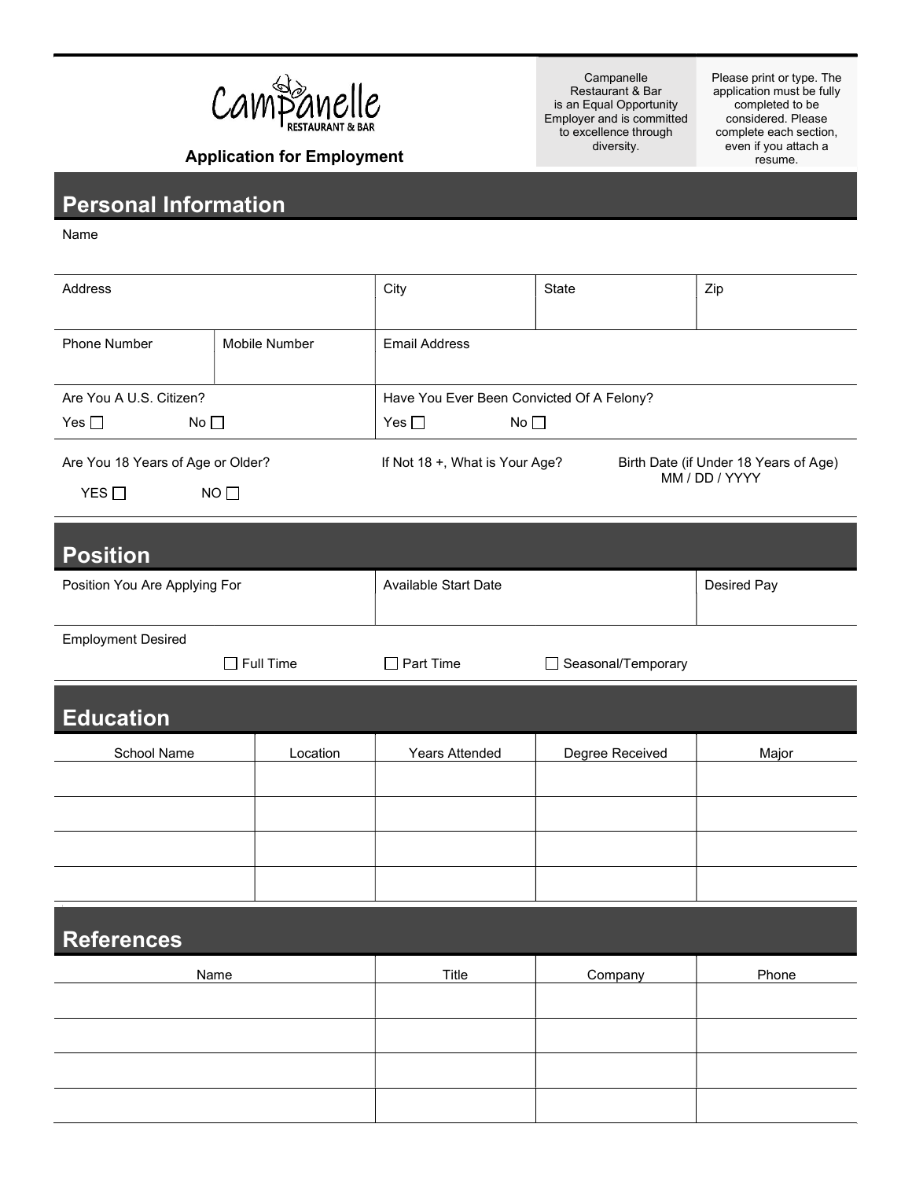**Campanelle**
RESTAURANT & BAR

**Application for Employment**

Campanelle Restaurant & Bar is an Equal Opportunity Employer and is committed to excellence through diversity.

Please print or type. The application must be fully completed to be considered. Please complete each section, even if you attach a resume.

## Personal Information

Name

| Address | | City | State | Zip |
|---|---|---|---|---|
| | | | | |

| Phone Number | Mobile Number | Email Address |
|---|---|---|
| | | |

| Are You A U.S. Citizen? | Have You Ever Been Convicted Of A Felony? |
|---|---|
| Yes ☐ No ☐ | Yes ☐ No ☐ |

| Are You 18 Years of Age or Older? | If Not 18 +, What is Your Age? | Birth Date (if Under 18 Years of Age) MM / DD / YYYY |
|---|---|---|
| YES ☐ NO ☐ | | |

## Position

| Position You Are Applying For | Available Start Date | Desired Pay |
|---|---|---|
| | | |

Employment Desired

☐ Full Time ☐ Part Time ☐ Seasonal/Temporary

## Education

| School Name | Location | Years Attended | Degree Received | Major |
|---|---|---|---|---|
| | | | | |
| | | | | |
| | | | | |
| | | | | |

## References

| Name | Title | Company | Phone |
|---|---|---|---|
| | | | |
| | | | |
| | | | |
| | | | |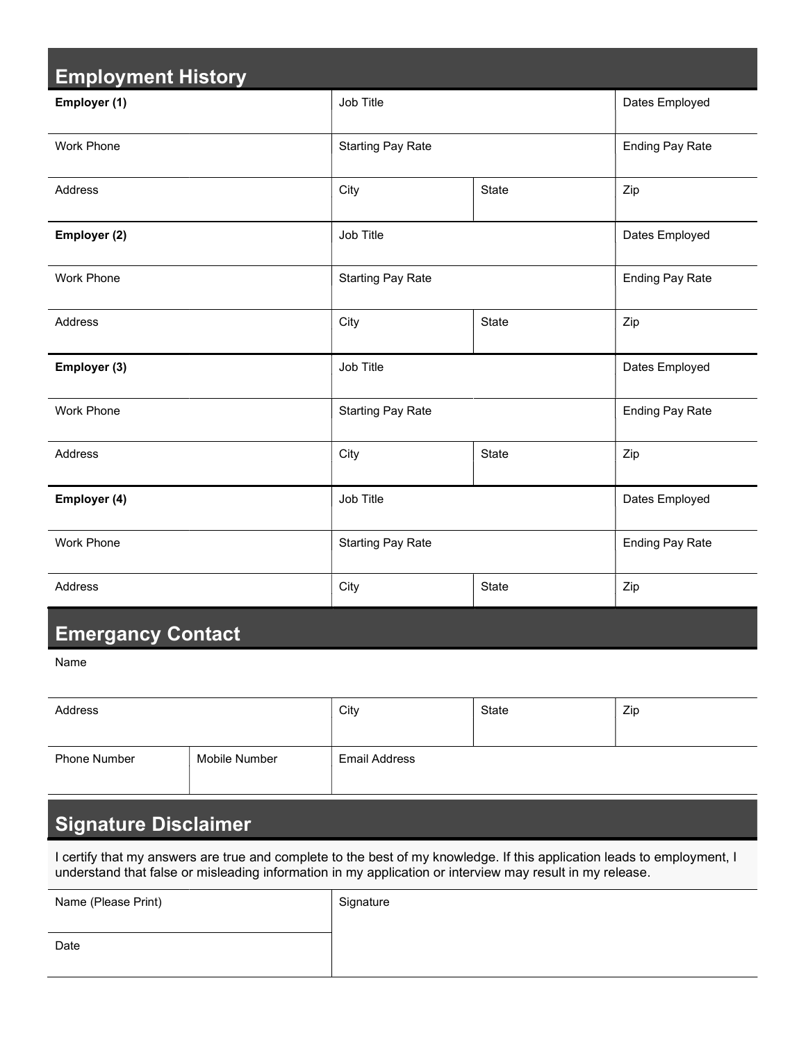## Employment History

| | | | |
|---|---|---|---|
| **Employer (1)** | Job Title | | Dates Employed |
| Work Phone | Starting Pay Rate | | Ending Pay Rate |
| Address | City | State | Zip |
| **Employer (2)** | Job Title | | Dates Employed |
| Work Phone | Starting Pay Rate | | Ending Pay Rate |
| Address | City | State | Zip |
| **Employer (3)** | Job Title | | Dates Employed |
| Work Phone | Starting Pay Rate | | Ending Pay Rate |
| Address | City | State | Zip |
| **Employer (4)** | Job Title | | Dates Employed |
| Work Phone | Starting Pay Rate | | Ending Pay Rate |
| Address | City | State | Zip |

## Emergancy Contact

| | | | | |
|---|---|---|---|---|
| Name | | | | |
| Address | | City | State | Zip |
| Phone Number | Mobile Number | Email Address | | |

## Signature Disclaimer

I certify that my answers are true and complete to the best of my knowledge. If this application leads to employment, I understand that false or misleading information in my application or interview may result in my release.

| | |
|---|---|
| Name (Please Print) | Signature |
| Date | |